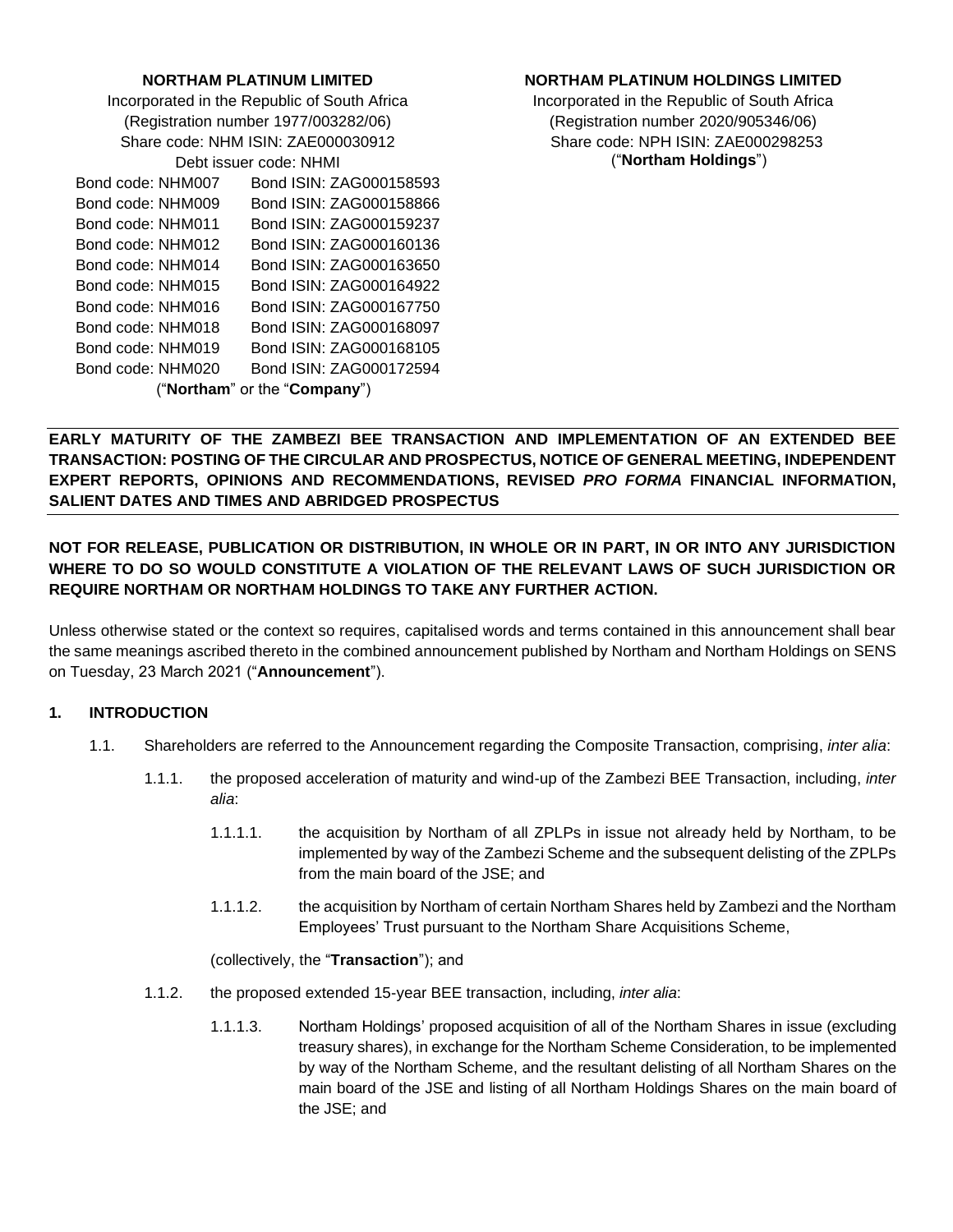**NORTHAM PLATINUM LIMITED**
Incorporated in the Republic of South Africa
(Registration number 1977/003282/06)
Share code: NHM ISIN: ZAE000030912
Debt issuer code: NHMI

| Bond code | Bond ISIN |
| --- | --- |
| Bond code: NHM007 | Bond ISIN: ZAG000158593 |
| Bond code: NHM009 | Bond ISIN: ZAG000158866 |
| Bond code: NHM011 | Bond ISIN: ZAG000159237 |
| Bond code: NHM012 | Bond ISIN: ZAG000160136 |
| Bond code: NHM014 | Bond ISIN: ZAG000163650 |
| Bond code: NHM015 | Bond ISIN: ZAG000164922 |
| Bond code: NHM016 | Bond ISIN: ZAG000167750 |
| Bond code: NHM018 | Bond ISIN: ZAG000168097 |
| Bond code: NHM019 | Bond ISIN: ZAG000168105 |
| Bond code: NHM020 | Bond ISIN: ZAG000172594 |

("**Northam**" or the "**Company**")

**NORTHAM PLATINUM HOLDINGS LIMITED**
Incorporated in the Republic of South Africa
(Registration number 2020/905346/06)
Share code: NPH ISIN: ZAE000298253
("**Northam Holdings**")

**EARLY MATURITY OF THE ZAMBEZI BEE TRANSACTION AND IMPLEMENTATION OF AN EXTENDED BEE TRANSACTION: POSTING OF THE CIRCULAR AND PROSPECTUS, NOTICE OF GENERAL MEETING, INDEPENDENT EXPERT REPORTS, OPINIONS AND RECOMMENDATIONS, REVISED *PRO FORMA* FINANCIAL INFORMATION, SALIENT DATES AND TIMES AND ABRIDGED PROSPECTUS**

**NOT FOR RELEASE, PUBLICATION OR DISTRIBUTION, IN WHOLE OR IN PART, IN OR INTO ANY JURISDICTION WHERE TO DO SO WOULD CONSTITUTE A VIOLATION OF THE RELEVANT LAWS OF SUCH JURISDICTION OR REQUIRE NORTHAM OR NORTHAM HOLDINGS TO TAKE ANY FURTHER ACTION.**

Unless otherwise stated or the context so requires, capitalised words and terms contained in this announcement shall bear the same meanings ascribed thereto in the combined announcement published by Northam and Northam Holdings on SENS on Tuesday, 23 March 2021 ("**Announcement**").

## 1. INTRODUCTION

1.1. Shareholders are referred to the Announcement regarding the Composite Transaction, comprising, *inter alia*:

1.1.1. the proposed acceleration of maturity and wind-up of the Zambezi BEE Transaction, including, *inter alia*:

1.1.1.1. the acquisition by Northam of all ZPLPs in issue not already held by Northam, to be implemented by way of the Zambezi Scheme and the subsequent delisting of the ZPLPs from the main board of the JSE; and

1.1.1.2. the acquisition by Northam of certain Northam Shares held by Zambezi and the Northam Employees' Trust pursuant to the Northam Share Acquisitions Scheme,

(collectively, the "**Transaction**"); and

1.1.2. the proposed extended 15-year BEE transaction, including, *inter alia*:

1.1.1.3. Northam Holdings' proposed acquisition of all of the Northam Shares in issue (excluding treasury shares), in exchange for the Northam Scheme Consideration, to be implemented by way of the Northam Scheme, and the resultant delisting of all Northam Shares on the main board of the JSE and listing of all Northam Holdings Shares on the main board of the JSE; and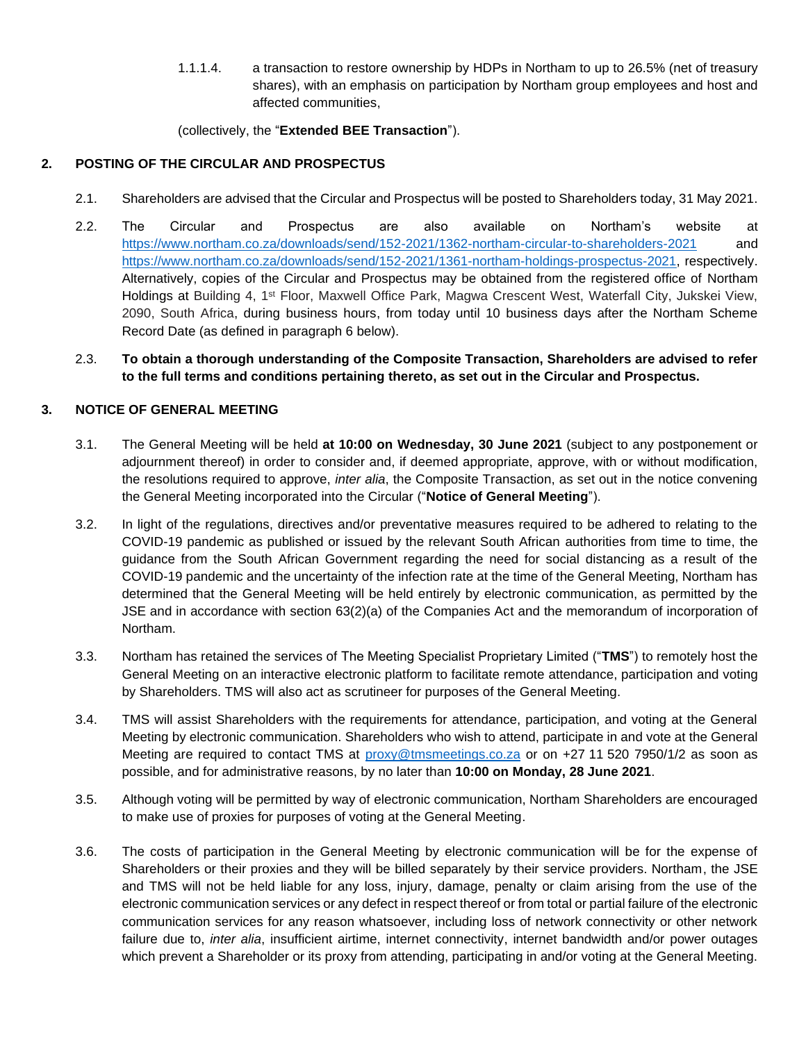1.1.1.4. a transaction to restore ownership by HDPs in Northam to up to 26.5% (net of treasury shares), with an emphasis on participation by Northam group employees and host and affected communities,

(collectively, the "**Extended BEE Transaction**").

## 2. POSTING OF THE CIRCULAR AND PROSPECTUS

2.1. Shareholders are advised that the Circular and Prospectus will be posted to Shareholders today, 31 May 2021.

2.2. The Circular and Prospectus are also available on Northam's website at https://www.northam.co.za/downloads/send/152-2021/1362-northam-circular-to-shareholders-2021 and https://www.northam.co.za/downloads/send/152-2021/1361-northam-holdings-prospectus-2021, respectively. Alternatively, copies of the Circular and Prospectus may be obtained from the registered office of Northam Holdings at Building 4, 1st Floor, Maxwell Office Park, Magwa Crescent West, Waterfall City, Jukskei View, 2090, South Africa, during business hours, from today until 10 business days after the Northam Scheme Record Date (as defined in paragraph 6 below).

2.3. **To obtain a thorough understanding of the Composite Transaction, Shareholders are advised to refer to the full terms and conditions pertaining thereto, as set out in the Circular and Prospectus.**

## 3. NOTICE OF GENERAL MEETING

3.1. The General Meeting will be held **at 10:00 on Wednesday, 30 June 2021** (subject to any postponement or adjournment thereof) in order to consider and, if deemed appropriate, approve, with or without modification, the resolutions required to approve, *inter alia*, the Composite Transaction, as set out in the notice convening the General Meeting incorporated into the Circular ("**Notice of General Meeting**").

3.2. In light of the regulations, directives and/or preventative measures required to be adhered to relating to the COVID-19 pandemic as published or issued by the relevant South African authorities from time to time, the guidance from the South African Government regarding the need for social distancing as a result of the COVID-19 pandemic and the uncertainty of the infection rate at the time of the General Meeting, Northam has determined that the General Meeting will be held entirely by electronic communication, as permitted by the JSE and in accordance with section 63(2)(a) of the Companies Act and the memorandum of incorporation of Northam.

3.3. Northam has retained the services of The Meeting Specialist Proprietary Limited ("**TMS**") to remotely host the General Meeting on an interactive electronic platform to facilitate remote attendance, participation and voting by Shareholders. TMS will also act as scrutineer for purposes of the General Meeting.

3.4. TMS will assist Shareholders with the requirements for attendance, participation, and voting at the General Meeting by electronic communication. Shareholders who wish to attend, participate in and vote at the General Meeting are required to contact TMS at proxy@tmsmeetings.co.za or on +27 11 520 7950/1/2 as soon as possible, and for administrative reasons, by no later than **10:00 on Monday, 28 June 2021**.

3.5. Although voting will be permitted by way of electronic communication, Northam Shareholders are encouraged to make use of proxies for purposes of voting at the General Meeting.

3.6. The costs of participation in the General Meeting by electronic communication will be for the expense of Shareholders or their proxies and they will be billed separately by their service providers. Northam, the JSE and TMS will not be held liable for any loss, injury, damage, penalty or claim arising from the use of the electronic communication services or any defect in respect thereof or from total or partial failure of the electronic communication services for any reason whatsoever, including loss of network connectivity or other network failure due to, *inter alia*, insufficient airtime, internet connectivity, internet bandwidth and/or power outages which prevent a Shareholder or its proxy from attending, participating in and/or voting at the General Meeting.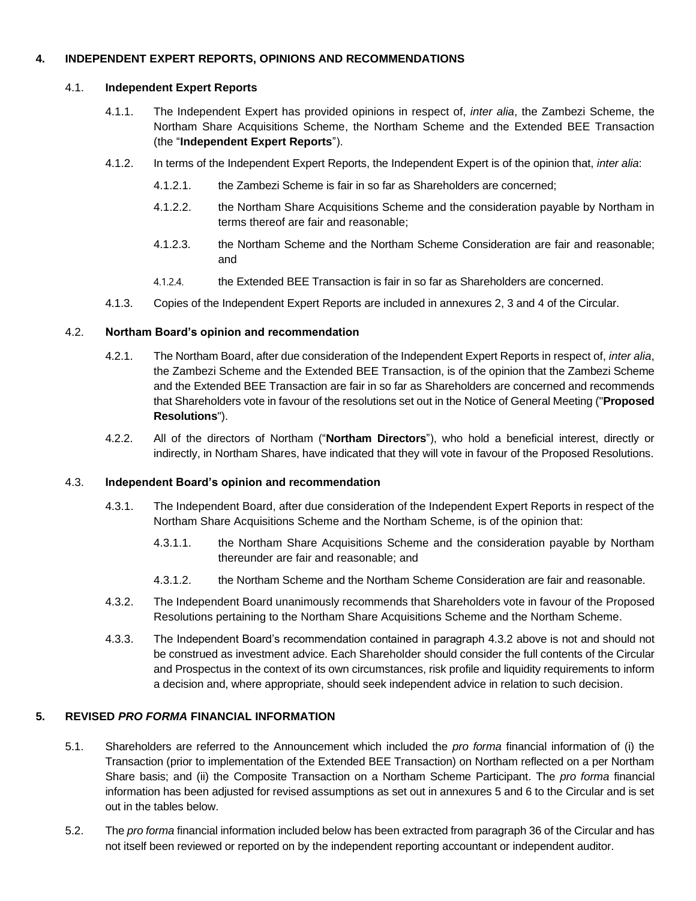## 4. INDEPENDENT EXPERT REPORTS, OPINIONS AND RECOMMENDATIONS

### 4.1. Independent Expert Reports

4.1.1. The Independent Expert has provided opinions in respect of, *inter alia*, the Zambezi Scheme, the Northam Share Acquisitions Scheme, the Northam Scheme and the Extended BEE Transaction (the "**Independent Expert Reports**").

4.1.2. In terms of the Independent Expert Reports, the Independent Expert is of the opinion that, *inter alia*:

4.1.2.1. the Zambezi Scheme is fair in so far as Shareholders are concerned;

4.1.2.2. the Northam Share Acquisitions Scheme and the consideration payable by Northam in terms thereof are fair and reasonable;

4.1.2.3. the Northam Scheme and the Northam Scheme Consideration are fair and reasonable; and

4.1.2.4. the Extended BEE Transaction is fair in so far as Shareholders are concerned.

4.1.3. Copies of the Independent Expert Reports are included in annexures 2, 3 and 4 of the Circular.

### 4.2. Northam Board's opinion and recommendation

4.2.1. The Northam Board, after due consideration of the Independent Expert Reports in respect of, *inter alia*, the Zambezi Scheme and the Extended BEE Transaction, is of the opinion that the Zambezi Scheme and the Extended BEE Transaction are fair in so far as Shareholders are concerned and recommends that Shareholders vote in favour of the resolutions set out in the Notice of General Meeting ("**Proposed Resolutions**").

4.2.2. All of the directors of Northam ("**Northam Directors**"), who hold a beneficial interest, directly or indirectly, in Northam Shares, have indicated that they will vote in favour of the Proposed Resolutions.

### 4.3. Independent Board's opinion and recommendation

4.3.1. The Independent Board, after due consideration of the Independent Expert Reports in respect of the Northam Share Acquisitions Scheme and the Northam Scheme, is of the opinion that:

4.3.1.1. the Northam Share Acquisitions Scheme and the consideration payable by Northam thereunder are fair and reasonable; and

4.3.1.2. the Northam Scheme and the Northam Scheme Consideration are fair and reasonable.

4.3.2. The Independent Board unanimously recommends that Shareholders vote in favour of the Proposed Resolutions pertaining to the Northam Share Acquisitions Scheme and the Northam Scheme.

4.3.3. The Independent Board's recommendation contained in paragraph 4.3.2 above is not and should not be construed as investment advice. Each Shareholder should consider the full contents of the Circular and Prospectus in the context of its own circumstances, risk profile and liquidity requirements to inform a decision and, where appropriate, should seek independent advice in relation to such decision.

## 5. REVISED *PRO FORMA* FINANCIAL INFORMATION

5.1. Shareholders are referred to the Announcement which included the *pro forma* financial information of (i) the Transaction (prior to implementation of the Extended BEE Transaction) on Northam reflected on a per Northam Share basis; and (ii) the Composite Transaction on a Northam Scheme Participant. The *pro forma* financial information has been adjusted for revised assumptions as set out in annexures 5 and 6 to the Circular and is set out in the tables below.

5.2. The *pro forma* financial information included below has been extracted from paragraph 36 of the Circular and has not itself been reviewed or reported on by the independent reporting accountant or independent auditor.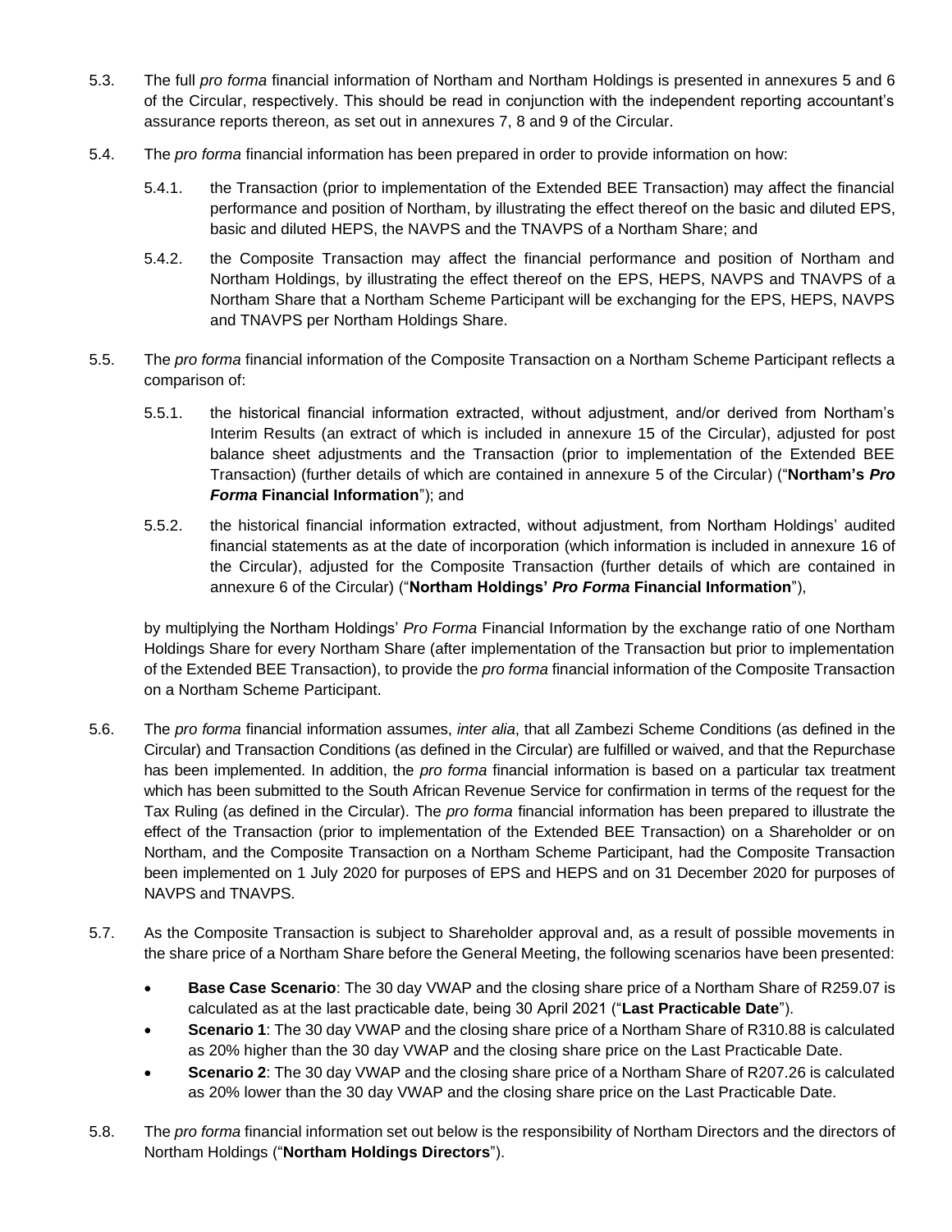5.3. The full *pro forma* financial information of Northam and Northam Holdings is presented in annexures 5 and 6 of the Circular, respectively. This should be read in conjunction with the independent reporting accountant's assurance reports thereon, as set out in annexures 7, 8 and 9 of the Circular.

5.4. The *pro forma* financial information has been prepared in order to provide information on how:

5.4.1. the Transaction (prior to implementation of the Extended BEE Transaction) may affect the financial performance and position of Northam, by illustrating the effect thereof on the basic and diluted EPS, basic and diluted HEPS, the NAVPS and the TNAVPS of a Northam Share; and

5.4.2. the Composite Transaction may affect the financial performance and position of Northam and Northam Holdings, by illustrating the effect thereof on the EPS, HEPS, NAVPS and TNAVPS of a Northam Share that a Northam Scheme Participant will be exchanging for the EPS, HEPS, NAVPS and TNAVPS per Northam Holdings Share.

5.5. The *pro forma* financial information of the Composite Transaction on a Northam Scheme Participant reflects a comparison of:

5.5.1. the historical financial information extracted, without adjustment, and/or derived from Northam's Interim Results (an extract of which is included in annexure 15 of the Circular), adjusted for post balance sheet adjustments and the Transaction (prior to implementation of the Extended BEE Transaction) (further details of which are contained in annexure 5 of the Circular) ("**Northam's *Pro Forma* Financial Information**"); and

5.5.2. the historical financial information extracted, without adjustment, from Northam Holdings' audited financial statements as at the date of incorporation (which information is included in annexure 16 of the Circular), adjusted for the Composite Transaction (further details of which are contained in annexure 6 of the Circular) ("**Northam Holdings' *Pro Forma* Financial Information**"),

by multiplying the Northam Holdings' *Pro Forma* Financial Information by the exchange ratio of one Northam Holdings Share for every Northam Share (after implementation of the Transaction but prior to implementation of the Extended BEE Transaction), to provide the *pro forma* financial information of the Composite Transaction on a Northam Scheme Participant.

5.6. The *pro forma* financial information assumes, *inter alia*, that all Zambezi Scheme Conditions (as defined in the Circular) and Transaction Conditions (as defined in the Circular) are fulfilled or waived, and that the Repurchase has been implemented. In addition, the *pro forma* financial information is based on a particular tax treatment which has been submitted to the South African Revenue Service for confirmation in terms of the request for the Tax Ruling (as defined in the Circular). The *pro forma* financial information has been prepared to illustrate the effect of the Transaction (prior to implementation of the Extended BEE Transaction) on a Shareholder or on Northam, and the Composite Transaction on a Northam Scheme Participant, had the Composite Transaction been implemented on 1 July 2020 for purposes of EPS and HEPS and on 31 December 2020 for purposes of NAVPS and TNAVPS.

5.7. As the Composite Transaction is subject to Shareholder approval and, as a result of possible movements in the share price of a Northam Share before the General Meeting, the following scenarios have been presented:

- **Base Case Scenario**: The 30 day VWAP and the closing share price of a Northam Share of R259.07 is calculated as at the last practicable date, being 30 April 2021 ("**Last Practicable Date**").
- **Scenario 1**: The 30 day VWAP and the closing share price of a Northam Share of R310.88 is calculated as 20% higher than the 30 day VWAP and the closing share price on the Last Practicable Date.
- **Scenario 2**: The 30 day VWAP and the closing share price of a Northam Share of R207.26 is calculated as 20% lower than the 30 day VWAP and the closing share price on the Last Practicable Date.

5.8. The *pro forma* financial information set out below is the responsibility of Northam Directors and the directors of Northam Holdings ("**Northam Holdings Directors**").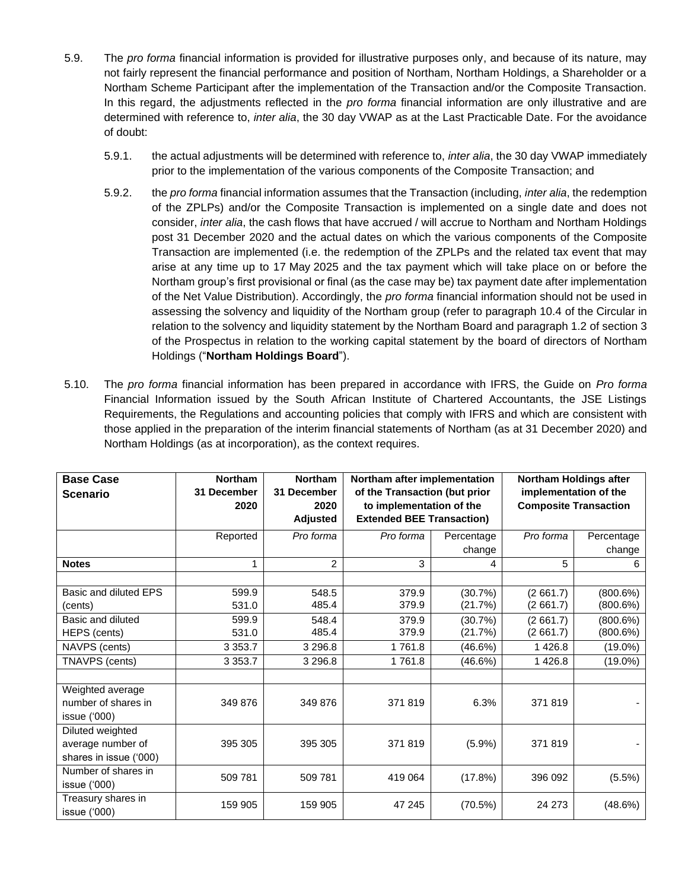5.9. The *pro forma* financial information is provided for illustrative purposes only, and because of its nature, may not fairly represent the financial performance and position of Northam, Northam Holdings, a Shareholder or a Northam Scheme Participant after the implementation of the Transaction and/or the Composite Transaction. In this regard, the adjustments reflected in the *pro forma* financial information are only illustrative and are determined with reference to, *inter alia*, the 30 day VWAP as at the Last Practicable Date. For the avoidance of doubt:

5.9.1. the actual adjustments will be determined with reference to, *inter alia*, the 30 day VWAP immediately prior to the implementation of the various components of the Composite Transaction; and

5.9.2. the *pro forma* financial information assumes that the Transaction (including, *inter alia*, the redemption of the ZPLPs) and/or the Composite Transaction is implemented on a single date and does not consider, *inter alia*, the cash flows that have accrued / will accrue to Northam and Northam Holdings post 31 December 2020 and the actual dates on which the various components of the Composite Transaction are implemented (i.e. the redemption of the ZPLPs and the related tax event that may arise at any time up to 17 May 2025 and the tax payment which will take place on or before the Northam group's first provisional or final (as the case may be) tax payment date after implementation of the Net Value Distribution). Accordingly, the *pro forma* financial information should not be used in assessing the solvency and liquidity of the Northam group (refer to paragraph 10.4 of the Circular in relation to the solvency and liquidity statement by the Northam Board and paragraph 1.2 of section 3 of the Prospectus in relation to the working capital statement by the board of directors of Northam Holdings ("**Northam Holdings Board**").

5.10. The *pro forma* financial information has been prepared in accordance with IFRS, the Guide on *Pro forma* Financial Information issued by the South African Institute of Chartered Accountants, the JSE Listings Requirements, the Regulations and accounting policies that comply with IFRS and which are consistent with those applied in the preparation of the interim financial statements of Northam (as at 31 December 2020) and Northam Holdings (as at incorporation), as the context requires.

| **Base Case Scenario** | **Northam 31 December 2020** | **Northam 31 December 2020 Adjusted** | **Northam after implementation of the Transaction (but prior to implementation of the Extended BEE Transaction)** | | **Northam Holdings after implementation of the Composite Transaction** | |
|---|---|---|---|---|---|---|
| | Reported | *Pro forma* | *Pro forma* | Percentage change | *Pro forma* | Percentage change |
| **Notes** | 1 | 2 | 3 | 4 | 5 | 6 |
| | | | | | | |
| Basic and diluted EPS (cents) | 599.9<br>531.0 | 548.5<br>485.4 | 379.9<br>379.9 | (30.7%)<br>(21.7%) | (2 661.7)<br>(2 661.7) | (800.6%)<br>(800.6%) |
| Basic and diluted HEPS (cents) | 599.9<br>531.0 | 548.4<br>485.4 | 379.9<br>379.9 | (30.7%)<br>(21.7%) | (2 661.7)<br>(2 661.7) | (800.6%)<br>(800.6%) |
| NAVPS (cents) | 3 353.7 | 3 296.8 | 1 761.8 | (46.6%) | 1 426.8 | (19.0%) |
| TNAVPS (cents) | 3 353.7 | 3 296.8 | 1 761.8 | (46.6%) | 1 426.8 | (19.0%) |
| | | | | | | |
| Weighted average number of shares in issue ('000) | 349 876 | 349 876 | 371 819 | 6.3% | 371 819 | - |
| Diluted weighted average number of shares in issue ('000) | 395 305 | 395 305 | 371 819 | (5.9%) | 371 819 | - |
| Number of shares in issue ('000) | 509 781 | 509 781 | 419 064 | (17.8%) | 396 092 | (5.5%) |
| Treasury shares in issue ('000) | 159 905 | 159 905 | 47 245 | (70.5%) | 24 273 | (48.6%) |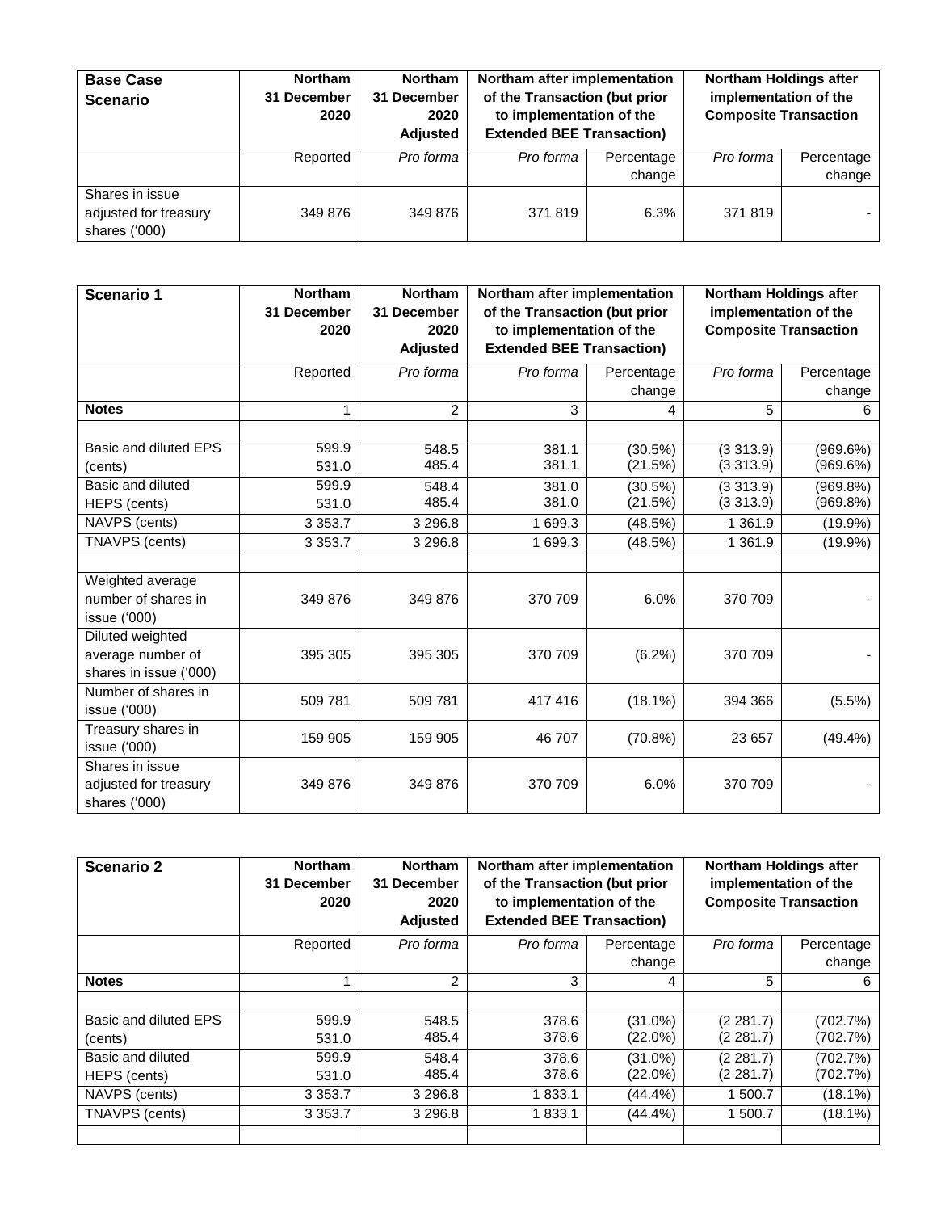| Base Case Scenario | Northam 31 December 2020 | Northam 31 December 2020 Adjusted | Northam after implementation of the Transaction (but prior to implementation of the Extended BEE Transaction) | | Northam Holdings after implementation of the Composite Transaction | |
|---|---|---|---|---|---|---|
| | Reported | *Pro forma* | *Pro forma* | Percentage change | *Pro forma* | Percentage change |
| Shares in issue adjusted for treasury shares ('000) | 349 876 | 349 876 | 371 819 | 6.3% | 371 819 | - |

| Scenario 1 | Northam 31 December 2020 | Northam 31 December 2020 Adjusted | Northam after implementation of the Transaction (but prior to implementation of the Extended BEE Transaction) | | Northam Holdings after implementation of the Composite Transaction | |
|---|---|---|---|---|---|---|
| | Reported | *Pro forma* | *Pro forma* | Percentage change | *Pro forma* | Percentage change |
| **Notes** | 1 | 2 | 3 | 4 | 5 | 6 |
| | | | | | | |
| Basic and diluted EPS (cents) | 599.9<br>531.0 | 548.5<br>485.4 | 381.1<br>381.1 | (30.5%)<br>(21.5%) | (3 313.9)<br>(3 313.9) | (969.6%)<br>(969.6%) |
| Basic and diluted HEPS (cents) | 599.9<br>531.0 | 548.4<br>485.4 | 381.0<br>381.0 | (30.5%)<br>(21.5%) | (3 313.9)<br>(3 313.9) | (969.8%)<br>(969.8%) |
| NAVPS (cents) | 3 353.7 | 3 296.8 | 1 699.3 | (48.5%) | 1 361.9 | (19.9%) |
| TNAVPS (cents) | 3 353.7 | 3 296.8 | 1 699.3 | (48.5%) | 1 361.9 | (19.9%) |
| | | | | | | |
| Weighted average number of shares in issue ('000) | 349 876 | 349 876 | 370 709 | 6.0% | 370 709 | - |
| Diluted weighted average number of shares in issue ('000) | 395 305 | 395 305 | 370 709 | (6.2%) | 370 709 | - |
| Number of shares in issue ('000) | 509 781 | 509 781 | 417 416 | (18.1%) | 394 366 | (5.5%) |
| Treasury shares in issue ('000) | 159 905 | 159 905 | 46 707 | (70.8%) | 23 657 | (49.4%) |
| Shares in issue adjusted for treasury shares ('000) | 349 876 | 349 876 | 370 709 | 6.0% | 370 709 | - |

| Scenario 2 | Northam 31 December 2020 | Northam 31 December 2020 Adjusted | Northam after implementation of the Transaction (but prior to implementation of the Extended BEE Transaction) | | Northam Holdings after implementation of the Composite Transaction | |
|---|---|---|---|---|---|---|
| | Reported | *Pro forma* | *Pro forma* | Percentage change | *Pro forma* | Percentage change |
| **Notes** | 1 | 2 | 3 | 4 | 5 | 6 |
| | | | | | | |
| Basic and diluted EPS (cents) | 599.9<br>531.0 | 548.5<br>485.4 | 378.6<br>378.6 | (31.0%)<br>(22.0%) | (2 281.7)<br>(2 281.7) | (702.7%)<br>(702.7%) |
| Basic and diluted HEPS (cents) | 599.9<br>531.0 | 548.4<br>485.4 | 378.6<br>378.6 | (31.0%)<br>(22.0%) | (2 281.7)<br>(2 281.7) | (702.7%)<br>(702.7%) |
| NAVPS (cents) | 3 353.7 | 3 296.8 | 1 833.1 | (44.4%) | 1 500.7 | (18.1%) |
| TNAVPS (cents) | 3 353.7 | 3 296.8 | 1 833.1 | (44.4%) | 1 500.7 | (18.1%) |
| | | | | | | |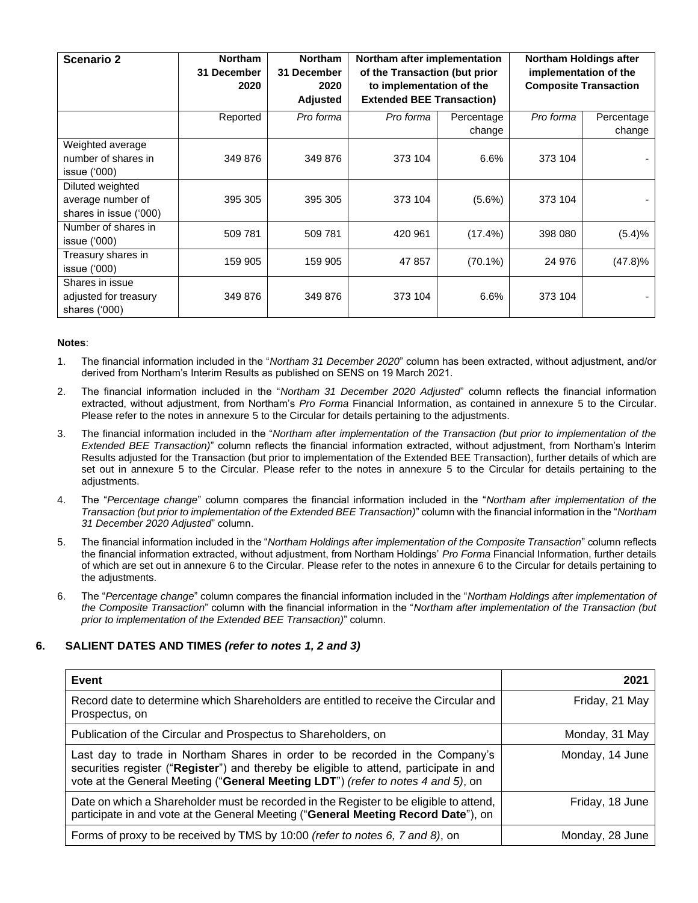| Scenario 2 | Northam 31 December 2020 | Northam 31 December 2020 Adjusted | Northam after implementation of the Transaction (but prior to implementation of the Extended BEE Transaction) | | Northam Holdings after implementation of the Composite Transaction | |
|---|---|---|---|---|---|---|
| | Reported | *Pro forma* | *Pro forma* | Percentage change | *Pro forma* | Percentage change |
| Weighted average number of shares in issue ('000) | 349 876 | 349 876 | 373 104 | 6.6% | 373 104 | - |
| Diluted weighted average number of shares in issue ('000) | 395 305 | 395 305 | 373 104 | (5.6%) | 373 104 | - |
| Number of shares in issue ('000) | 509 781 | 509 781 | 420 961 | (17.4%) | 398 080 | (5.4)% |
| Treasury shares in issue ('000) | 159 905 | 159 905 | 47 857 | (70.1%) | 24 976 | (47.8)% |
| Shares in issue adjusted for treasury shares ('000) | 349 876 | 349 876 | 373 104 | 6.6% | 373 104 | - |

**Notes**:

1. The financial information included in the "*Northam 31 December 2020*" column has been extracted, without adjustment, and/or derived from Northam's Interim Results as published on SENS on 19 March 2021.
2. The financial information included in the "*Northam 31 December 2020 Adjusted*" column reflects the financial information extracted, without adjustment, from Northam's *Pro Forma* Financial Information, as contained in annexure 5 to the Circular. Please refer to the notes in annexure 5 to the Circular for details pertaining to the adjustments.
3. The financial information included in the "*Northam after implementation of the Transaction (but prior to implementation of the Extended BEE Transaction)*" column reflects the financial information extracted, without adjustment, from Northam's Interim Results adjusted for the Transaction (but prior to implementation of the Extended BEE Transaction), further details of which are set out in annexure 5 to the Circular. Please refer to the notes in annexure 5 to the Circular for details pertaining to the adjustments.
4. The "*Percentage change*" column compares the financial information included in the "*Northam after implementation of the Transaction (but prior to implementation of the Extended BEE Transaction)*" column with the financial information in the "*Northam 31 December 2020 Adjusted*" column.
5. The financial information included in the "*Northam Holdings after implementation of the Composite Transaction*" column reflects the financial information extracted, without adjustment, from Northam Holdings' *Pro Forma* Financial Information, further details of which are set out in annexure 6 to the Circular. Please refer to the notes in annexure 6 to the Circular for details pertaining to the adjustments.
6. The "*Percentage change*" column compares the financial information included in the "*Northam Holdings after implementation of the Composite Transaction*" column with the financial information in the "*Northam after implementation of the Transaction (but prior to implementation of the Extended BEE Transaction)*" column.

## 6. SALIENT DATES AND TIMES *(refer to notes 1, 2 and 3)*

| Event | 2021 |
|---|---|
| Record date to determine which Shareholders are entitled to receive the Circular and Prospectus, on | Friday, 21 May |
| Publication of the Circular and Prospectus to Shareholders, on | Monday, 31 May |
| Last day to trade in Northam Shares in order to be recorded in the Company's securities register ("**Register**") and thereby be eligible to attend, participate in and vote at the General Meeting ("**General Meeting LDT**") *(refer to notes 4 and 5)*, on | Monday, 14 June |
| Date on which a Shareholder must be recorded in the Register to be eligible to attend, participate in and vote at the General Meeting ("**General Meeting Record Date**"), on | Friday, 18 June |
| Forms of proxy to be received by TMS by 10:00 *(refer to notes 6, 7 and 8)*, on | Monday, 28 June |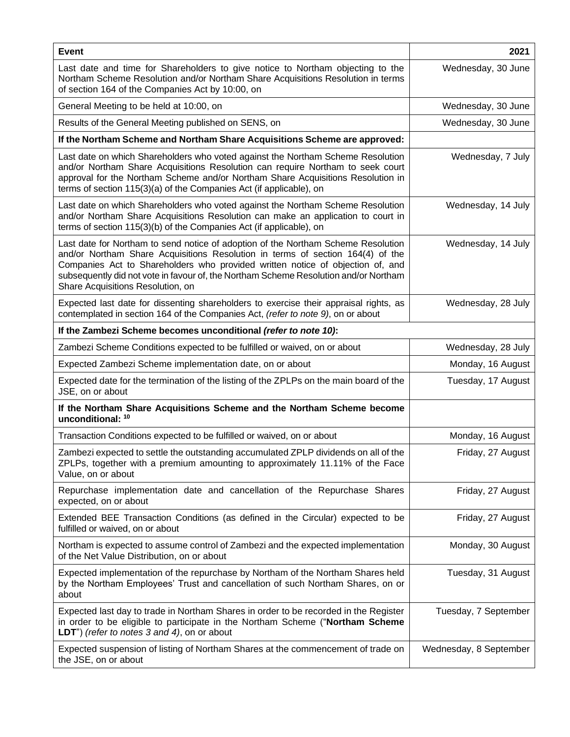| **Event** | **2021** |
|---|---|
| Last date and time for Shareholders to give notice to Northam objecting to the Northam Scheme Resolution and/or Northam Share Acquisitions Resolution in terms of section 164 of the Companies Act by 10:00, on | Wednesday, 30 June |
| General Meeting to be held at 10:00, on | Wednesday, 30 June |
| Results of the General Meeting published on SENS, on | Wednesday, 30 June |
| **If the Northam Scheme and Northam Share Acquisitions Scheme are approved:** | |
| Last date on which Shareholders who voted against the Northam Scheme Resolution and/or Northam Share Acquisitions Resolution can require Northam to seek court approval for the Northam Scheme and/or Northam Share Acquisitions Resolution in terms of section 115(3)(a) of the Companies Act (if applicable), on | Wednesday, 7 July |
| Last date on which Shareholders who voted against the Northam Scheme Resolution and/or Northam Share Acquisitions Resolution can make an application to court in terms of section 115(3)(b) of the Companies Act (if applicable), on | Wednesday, 14 July |
| Last date for Northam to send notice of adoption of the Northam Scheme Resolution and/or Northam Share Acquisitions Resolution in terms of section 164(4) of the Companies Act to Shareholders who provided written notice of objection of, and subsequently did not vote in favour of, the Northam Scheme Resolution and/or Northam Share Acquisitions Resolution, on | Wednesday, 14 July |
| Expected last date for dissenting shareholders to exercise their appraisal rights, as contemplated in section 164 of the Companies Act, *(refer to note 9)*, on or about | Wednesday, 28 July |
| **If the Zambezi Scheme becomes unconditional *(refer to note 10)*:** | |
| Zambezi Scheme Conditions expected to be fulfilled or waived, on or about | Wednesday, 28 July |
| Expected Zambezi Scheme implementation date, on or about | Monday, 16 August |
| Expected date for the termination of the listing of the ZPLPs on the main board of the JSE, on or about | Tuesday, 17 August |
| **If the Northam Share Acquisitions Scheme and the Northam Scheme become unconditional:** [10] | |
| Transaction Conditions expected to be fulfilled or waived, on or about | Monday, 16 August |
| Zambezi expected to settle the outstanding accumulated ZPLP dividends on all of the ZPLPs, together with a premium amounting to approximately 11.11% of the Face Value, on or about | Friday, 27 August |
| Repurchase implementation date and cancellation of the Repurchase Shares expected, on or about | Friday, 27 August |
| Extended BEE Transaction Conditions (as defined in the Circular) expected to be fulfilled or waived, on or about | Friday, 27 August |
| Northam is expected to assume control of Zambezi and the expected implementation of the Net Value Distribution, on or about | Monday, 30 August |
| Expected implementation of the repurchase by Northam of the Northam Shares held by the Northam Employees' Trust and cancellation of such Northam Shares, on or about | Tuesday, 31 August |
| Expected last day to trade in Northam Shares in order to be recorded in the Register in order to be eligible to participate in the Northam Scheme ("**Northam Scheme LDT**") *(refer to notes 3 and 4)*, on or about | Tuesday, 7 September |
| Expected suspension of listing of Northam Shares at the commencement of trade on the JSE, on or about | Wednesday, 8 September |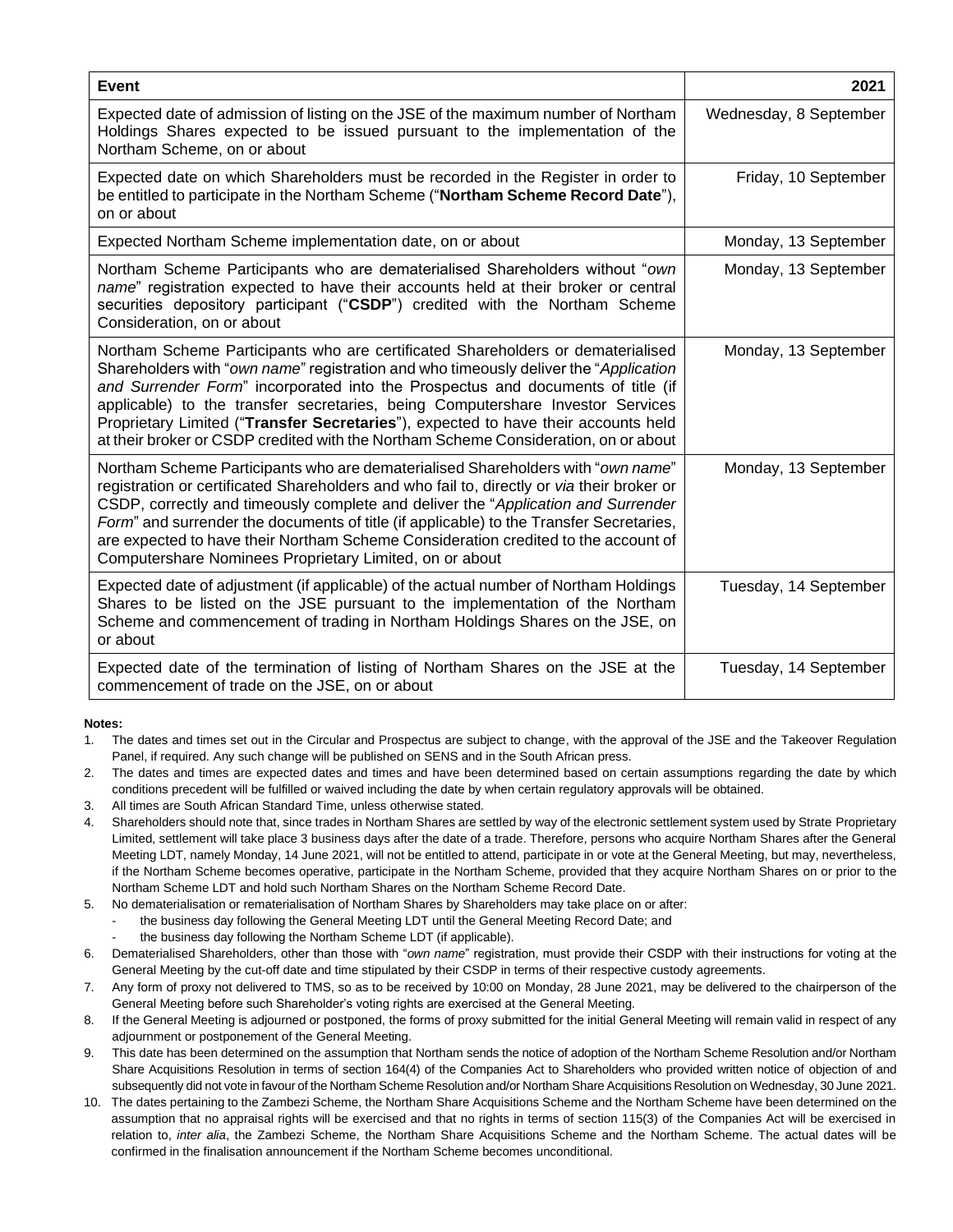| Event | 2021 |
|---|---|
| Expected date of admission of listing on the JSE of the maximum number of Northam Holdings Shares expected to be issued pursuant to the implementation of the Northam Scheme, on or about | Wednesday, 8 September |
| Expected date on which Shareholders must be recorded in the Register in order to be entitled to participate in the Northam Scheme ("**Northam Scheme Record Date**"), on or about | Friday, 10 September |
| Expected Northam Scheme implementation date, on or about | Monday, 13 September |
| Northam Scheme Participants who are dematerialised Shareholders without "*own name*" registration expected to have their accounts held at their broker or central securities depository participant ("**CSDP**") credited with the Northam Scheme Consideration, on or about | Monday, 13 September |
| Northam Scheme Participants who are certificated Shareholders or dematerialised Shareholders with "*own name*" registration and who timeously deliver the "*Application and Surrender Form*" incorporated into the Prospectus and documents of title (if applicable) to the transfer secretaries, being Computershare Investor Services Proprietary Limited ("**Transfer Secretaries**"), expected to have their accounts held at their broker or CSDP credited with the Northam Scheme Consideration, on or about | Monday, 13 September |
| Northam Scheme Participants who are dematerialised Shareholders with "*own name*" registration or certificated Shareholders and who fail to, directly or *via* their broker or CSDP, correctly and timeously complete and deliver the "*Application and Surrender Form*" and surrender the documents of title (if applicable) to the Transfer Secretaries, are expected to have their Northam Scheme Consideration credited to the account of Computershare Nominees Proprietary Limited, on or about | Monday, 13 September |
| Expected date of adjustment (if applicable) of the actual number of Northam Holdings Shares to be listed on the JSE pursuant to the implementation of the Northam Scheme and commencement of trading in Northam Holdings Shares on the JSE, on or about | Tuesday, 14 September |
| Expected date of the termination of listing of Northam Shares on the JSE at the commencement of trade on the JSE, on or about | Tuesday, 14 September |

**Notes:**

1. The dates and times set out in the Circular and Prospectus are subject to change, with the approval of the JSE and the Takeover Regulation Panel, if required. Any such change will be published on SENS and in the South African press.
2. The dates and times are expected dates and times and have been determined based on certain assumptions regarding the date by which conditions precedent will be fulfilled or waived including the date by when certain regulatory approvals will be obtained.
3. All times are South African Standard Time, unless otherwise stated.
4. Shareholders should note that, since trades in Northam Shares are settled by way of the electronic settlement system used by Strate Proprietary Limited, settlement will take place 3 business days after the date of a trade. Therefore, persons who acquire Northam Shares after the General Meeting LDT, namely Monday, 14 June 2021, will not be entitled to attend, participate in or vote at the General Meeting, but may, nevertheless, if the Northam Scheme becomes operative, participate in the Northam Scheme, provided that they acquire Northam Shares on or prior to the Northam Scheme LDT and hold such Northam Shares on the Northam Scheme Record Date.
5. No dematerialisation or rematerialisation of Northam Shares by Shareholders may take place on or after:
   - the business day following the General Meeting LDT until the General Meeting Record Date; and
   - the business day following the Northam Scheme LDT (if applicable).
6. Dematerialised Shareholders, other than those with "*own name*" registration, must provide their CSDP with their instructions for voting at the General Meeting by the cut-off date and time stipulated by their CSDP in terms of their respective custody agreements.
7. Any form of proxy not delivered to TMS, so as to be received by 10:00 on Monday, 28 June 2021, may be delivered to the chairperson of the General Meeting before such Shareholder's voting rights are exercised at the General Meeting.
8. If the General Meeting is adjourned or postponed, the forms of proxy submitted for the initial General Meeting will remain valid in respect of any adjournment or postponement of the General Meeting.
9. This date has been determined on the assumption that Northam sends the notice of adoption of the Northam Scheme Resolution and/or Northam Share Acquisitions Resolution in terms of section 164(4) of the Companies Act to Shareholders who provided written notice of objection of and subsequently did not vote in favour of the Northam Scheme Resolution and/or Northam Share Acquisitions Resolution on Wednesday, 30 June 2021.
10. The dates pertaining to the Zambezi Scheme, the Northam Share Acquisitions Scheme and the Northam Scheme have been determined on the assumption that no appraisal rights will be exercised and that no rights in terms of section 115(3) of the Companies Act will be exercised in relation to, *inter alia*, the Zambezi Scheme, the Northam Share Acquisitions Scheme and the Northam Scheme. The actual dates will be confirmed in the finalisation announcement if the Northam Scheme becomes unconditional.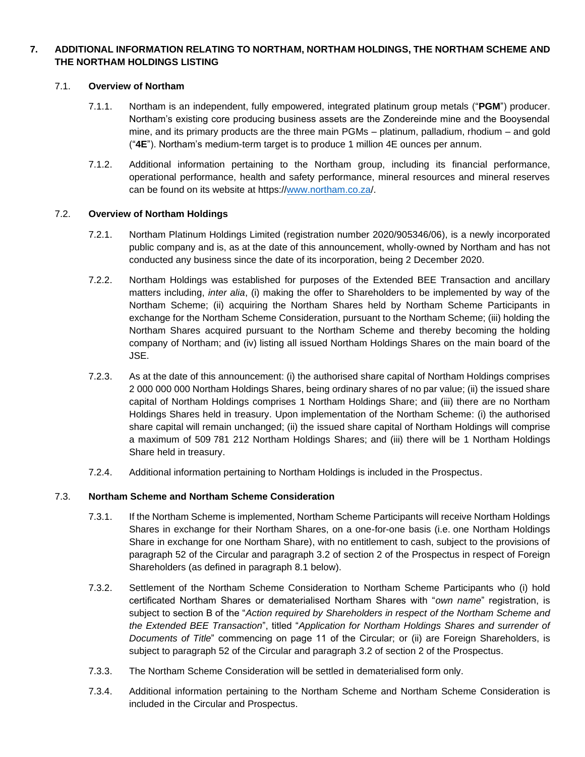## 7. ADDITIONAL INFORMATION RELATING TO NORTHAM, NORTHAM HOLDINGS, THE NORTHAM SCHEME AND THE NORTHAM HOLDINGS LISTING

### 7.1. Overview of Northam

7.1.1. Northam is an independent, fully empowered, integrated platinum group metals ("**PGM**") producer. Northam's existing core producing business assets are the Zondereinde mine and the Booysendal mine, and its primary products are the three main PGMs – platinum, palladium, rhodium – and gold ("**4E**"). Northam's medium-term target is to produce 1 million 4E ounces per annum.

7.1.2. Additional information pertaining to the Northam group, including its financial performance, operational performance, health and safety performance, mineral resources and mineral reserves can be found on its website at https://www.northam.co.za/.

### 7.2. Overview of Northam Holdings

7.2.1. Northam Platinum Holdings Limited (registration number 2020/905346/06), is a newly incorporated public company and is, as at the date of this announcement, wholly-owned by Northam and has not conducted any business since the date of its incorporation, being 2 December 2020.

7.2.2. Northam Holdings was established for purposes of the Extended BEE Transaction and ancillary matters including, *inter alia*, (i) making the offer to Shareholders to be implemented by way of the Northam Scheme; (ii) acquiring the Northam Shares held by Northam Scheme Participants in exchange for the Northam Scheme Consideration, pursuant to the Northam Scheme; (iii) holding the Northam Shares acquired pursuant to the Northam Scheme and thereby becoming the holding company of Northam; and (iv) listing all issued Northam Holdings Shares on the main board of the JSE.

7.2.3. As at the date of this announcement: (i) the authorised share capital of Northam Holdings comprises 2 000 000 000 Northam Holdings Shares, being ordinary shares of no par value; (ii) the issued share capital of Northam Holdings comprises 1 Northam Holdings Share; and (iii) there are no Northam Holdings Shares held in treasury. Upon implementation of the Northam Scheme: (i) the authorised share capital will remain unchanged; (ii) the issued share capital of Northam Holdings will comprise a maximum of 509 781 212 Northam Holdings Shares; and (iii) there will be 1 Northam Holdings Share held in treasury.

7.2.4. Additional information pertaining to Northam Holdings is included in the Prospectus.

### 7.3. Northam Scheme and Northam Scheme Consideration

7.3.1. If the Northam Scheme is implemented, Northam Scheme Participants will receive Northam Holdings Shares in exchange for their Northam Shares, on a one-for-one basis (i.e. one Northam Holdings Share in exchange for one Northam Share), with no entitlement to cash, subject to the provisions of paragraph 52 of the Circular and paragraph 3.2 of section 2 of the Prospectus in respect of Foreign Shareholders (as defined in paragraph 8.1 below).

7.3.2. Settlement of the Northam Scheme Consideration to Northam Scheme Participants who (i) hold certificated Northam Shares or dematerialised Northam Shares with "*own name*" registration, is subject to section B of the "*Action required by Shareholders in respect of the Northam Scheme and the Extended BEE Transaction*", titled "*Application for Northam Holdings Shares and surrender of Documents of Title*" commencing on page 11 of the Circular; or (ii) are Foreign Shareholders, is subject to paragraph 52 of the Circular and paragraph 3.2 of section 2 of the Prospectus.

7.3.3. The Northam Scheme Consideration will be settled in dematerialised form only.

7.3.4. Additional information pertaining to the Northam Scheme and Northam Scheme Consideration is included in the Circular and Prospectus.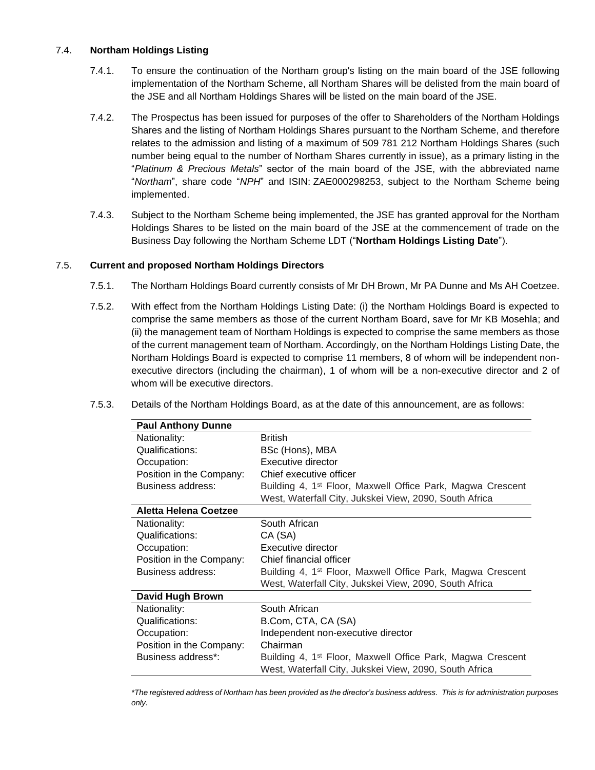### 7.4. Northam Holdings Listing

7.4.1. To ensure the continuation of the Northam group's listing on the main board of the JSE following implementation of the Northam Scheme, all Northam Shares will be delisted from the main board of the JSE and all Northam Holdings Shares will be listed on the main board of the JSE.

7.4.2. The Prospectus has been issued for purposes of the offer to Shareholders of the Northam Holdings Shares and the listing of Northam Holdings Shares pursuant to the Northam Scheme, and therefore relates to the admission and listing of a maximum of 509 781 212 Northam Holdings Shares (such number being equal to the number of Northam Shares currently in issue), as a primary listing in the "*Platinum & Precious Metals*" sector of the main board of the JSE, with the abbreviated name "*Northam*", share code "*NPH*" and ISIN: ZAE000298253, subject to the Northam Scheme being implemented.

7.4.3. Subject to the Northam Scheme being implemented, the JSE has granted approval for the Northam Holdings Shares to be listed on the main board of the JSE at the commencement of trade on the Business Day following the Northam Scheme LDT ("**Northam Holdings Listing Date**").

### 7.5. Current and proposed Northam Holdings Directors

7.5.1. The Northam Holdings Board currently consists of Mr DH Brown, Mr PA Dunne and Ms AH Coetzee.

7.5.2. With effect from the Northam Holdings Listing Date: (i) the Northam Holdings Board is expected to comprise the same members as those of the current Northam Board, save for Mr KB Mosehla; and (ii) the management team of Northam Holdings is expected to comprise the same members as those of the current management team of Northam. Accordingly, on the Northam Holdings Listing Date, the Northam Holdings Board is expected to comprise 11 members, 8 of whom will be independent non-executive directors (including the chairman), 1 of whom will be a non-executive director and 2 of whom will be executive directors.

7.5.3. Details of the Northam Holdings Board, as at the date of this announcement, are as follows:

| **Paul Anthony Dunne** | |
|---|---|
| Nationality: | British |
| Qualifications: | BSc (Hons), MBA |
| Occupation: | Executive director |
| Position in the Company: | Chief executive officer |
| Business address: | Building 4, 1st Floor, Maxwell Office Park, Magwa Crescent West, Waterfall City, Jukskei View, 2090, South Africa |
| **Aletta Helena Coetzee** | |
| Nationality: | South African |
| Qualifications: | CA (SA) |
| Occupation: | Executive director |
| Position in the Company: | Chief financial officer |
| Business address: | Building 4, 1st Floor, Maxwell Office Park, Magwa Crescent West, Waterfall City, Jukskei View, 2090, South Africa |
| **David Hugh Brown** | |
| Nationality: | South African |
| Qualifications: | B.Com, CTA, CA (SA) |
| Occupation: | Independent non-executive director |
| Position in the Company: | Chairman |
| Business address*: | Building 4, 1st Floor, Maxwell Office Park, Magwa Crescent West, Waterfall City, Jukskei View, 2090, South Africa |

*\*The registered address of Northam has been provided as the director's business address. This is for administration purposes only.*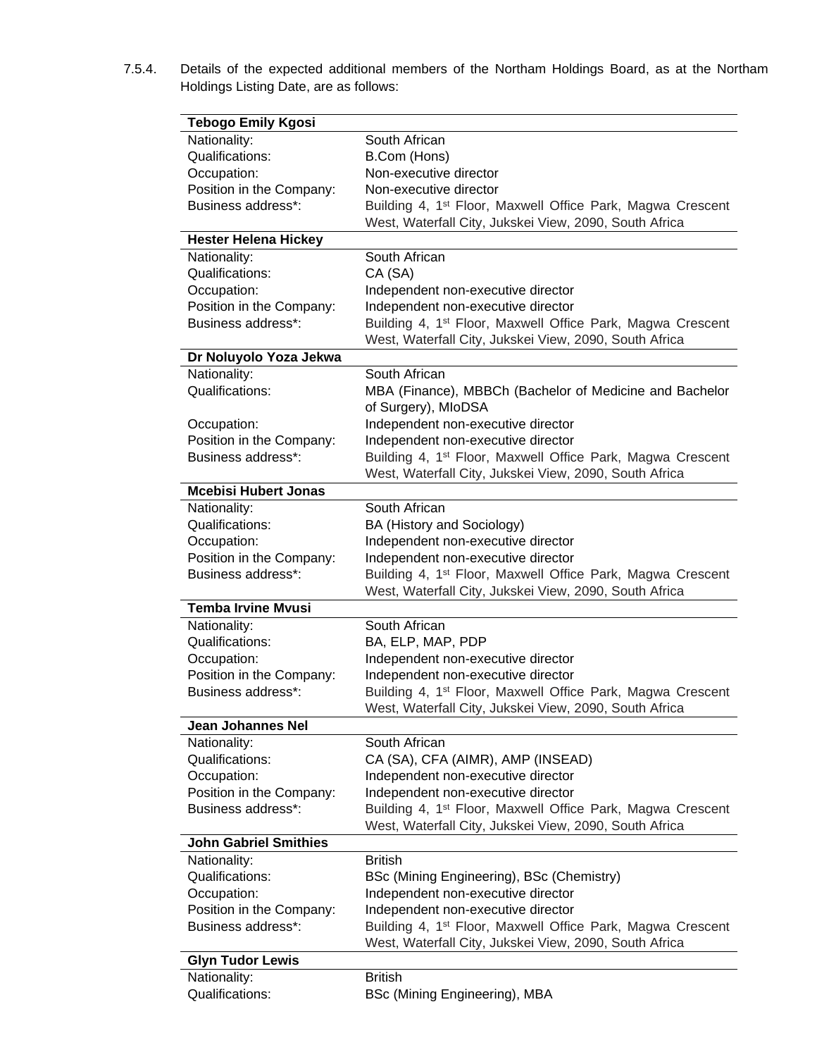7.5.4. Details of the expected additional members of the Northam Holdings Board, as at the Northam Holdings Listing Date, are as follows:

| **Tebogo Emily Kgosi** | |
|---|---|
| Nationality: | South African |
| Qualifications: | B.Com (Hons) |
| Occupation: | Non-executive director |
| Position in the Company: | Non-executive director |
| Business address*: | Building 4, 1st Floor, Maxwell Office Park, Magwa Crescent West, Waterfall City, Jukskei View, 2090, South Africa |
| **Hester Helena Hickey** | |
| Nationality: | South African |
| Qualifications: | CA (SA) |
| Occupation: | Independent non-executive director |
| Position in the Company: | Independent non-executive director |
| Business address*: | Building 4, 1st Floor, Maxwell Office Park, Magwa Crescent West, Waterfall City, Jukskei View, 2090, South Africa |
| **Dr Noluyolo Yoza Jekwa** | |
| Nationality: | South African |
| Qualifications: | MBA (Finance), MBBCh (Bachelor of Medicine and Bachelor of Surgery), MIoDSA |
| Occupation: | Independent non-executive director |
| Position in the Company: | Independent non-executive director |
| Business address*: | Building 4, 1st Floor, Maxwell Office Park, Magwa Crescent West, Waterfall City, Jukskei View, 2090, South Africa |
| **Mcebisi Hubert Jonas** | |
| Nationality: | South African |
| Qualifications: | BA (History and Sociology) |
| Occupation: | Independent non-executive director |
| Position in the Company: | Independent non-executive director |
| Business address*: | Building 4, 1st Floor, Maxwell Office Park, Magwa Crescent West, Waterfall City, Jukskei View, 2090, South Africa |
| **Temba Irvine Mvusi** | |
| Nationality: | South African |
| Qualifications: | BA, ELP, MAP, PDP |
| Occupation: | Independent non-executive director |
| Position in the Company: | Independent non-executive director |
| Business address*: | Building 4, 1st Floor, Maxwell Office Park, Magwa Crescent West, Waterfall City, Jukskei View, 2090, South Africa |
| **Jean Johannes Nel** | |
| Nationality: | South African |
| Qualifications: | CA (SA), CFA (AIMR), AMP (INSEAD) |
| Occupation: | Independent non-executive director |
| Position in the Company: | Independent non-executive director |
| Business address*: | Building 4, 1st Floor, Maxwell Office Park, Magwa Crescent West, Waterfall City, Jukskei View, 2090, South Africa |
| **John Gabriel Smithies** | |
| Nationality: | British |
| Qualifications: | BSc (Mining Engineering), BSc (Chemistry) |
| Occupation: | Independent non-executive director |
| Position in the Company: | Independent non-executive director |
| Business address*: | Building 4, 1st Floor, Maxwell Office Park, Magwa Crescent West, Waterfall City, Jukskei View, 2090, South Africa |
| **Glyn Tudor Lewis** | |
| Nationality: | British |
| Qualifications: | BSc (Mining Engineering), MBA |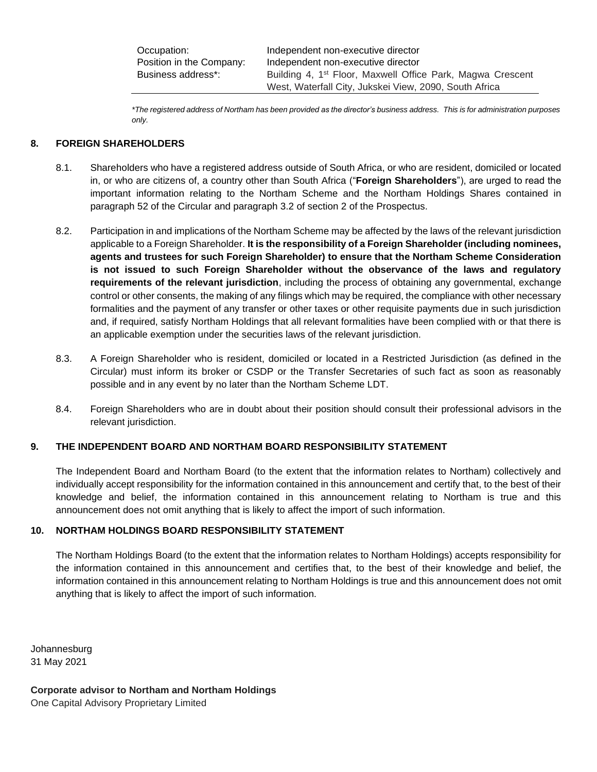| | |
|---|---|
| Occupation: | Independent non-executive director |
| Position in the Company: | Independent non-executive director |
| Business address*: | Building 4, 1st Floor, Maxwell Office Park, Magwa Crescent West, Waterfall City, Jukskei View, 2090, South Africa |

*\*The registered address of Northam has been provided as the director's business address. This is for administration purposes only.*

## 8. FOREIGN SHAREHOLDERS

8.1. Shareholders who have a registered address outside of South Africa, or who are resident, domiciled or located in, or who are citizens of, a country other than South Africa ("**Foreign Shareholders**"), are urged to read the important information relating to the Northam Scheme and the Northam Holdings Shares contained in paragraph 52 of the Circular and paragraph 3.2 of section 2 of the Prospectus.

8.2. Participation in and implications of the Northam Scheme may be affected by the laws of the relevant jurisdiction applicable to a Foreign Shareholder. **It is the responsibility of a Foreign Shareholder (including nominees, agents and trustees for such Foreign Shareholder) to ensure that the Northam Scheme Consideration is not issued to such Foreign Shareholder without the observance of the laws and regulatory requirements of the relevant jurisdiction**, including the process of obtaining any governmental, exchange control or other consents, the making of any filings which may be required, the compliance with other necessary formalities and the payment of any transfer or other taxes or other requisite payments due in such jurisdiction and, if required, satisfy Northam Holdings that all relevant formalities have been complied with or that there is an applicable exemption under the securities laws of the relevant jurisdiction.

8.3. A Foreign Shareholder who is resident, domiciled or located in a Restricted Jurisdiction (as defined in the Circular) must inform its broker or CSDP or the Transfer Secretaries of such fact as soon as reasonably possible and in any event by no later than the Northam Scheme LDT.

8.4. Foreign Shareholders who are in doubt about their position should consult their professional advisors in the relevant jurisdiction.

## 9. THE INDEPENDENT BOARD AND NORTHAM BOARD RESPONSIBILITY STATEMENT

The Independent Board and Northam Board (to the extent that the information relates to Northam) collectively and individually accept responsibility for the information contained in this announcement and certify that, to the best of their knowledge and belief, the information contained in this announcement relating to Northam is true and this announcement does not omit anything that is likely to affect the import of such information.

## 10. NORTHAM HOLDINGS BOARD RESPONSIBILITY STATEMENT

The Northam Holdings Board (to the extent that the information relates to Northam Holdings) accepts responsibility for the information contained in this announcement and certifies that, to the best of their knowledge and belief, the information contained in this announcement relating to Northam Holdings is true and this announcement does not omit anything that is likely to affect the import of such information.

Johannesburg
31 May 2021

**Corporate advisor to Northam and Northam Holdings**
One Capital Advisory Proprietary Limited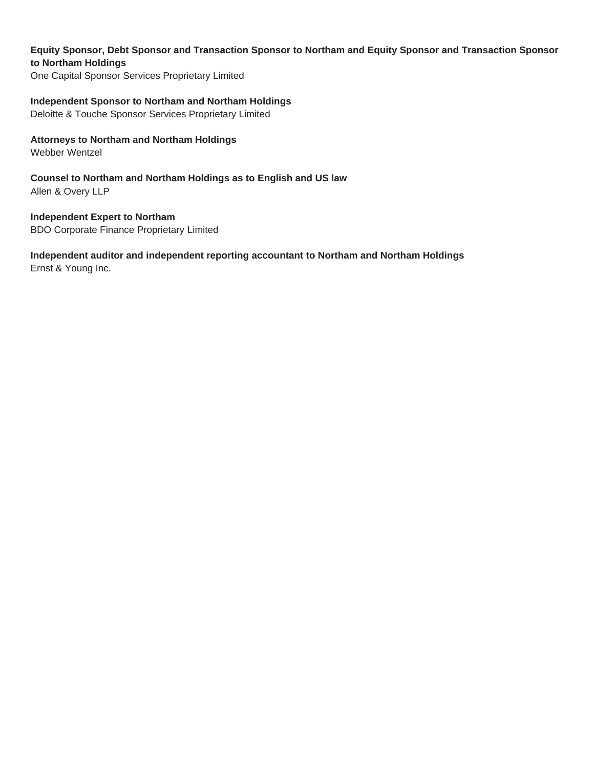**Equity Sponsor, Debt Sponsor and Transaction Sponsor to Northam and Equity Sponsor and Transaction Sponsor to Northam Holdings**
One Capital Sponsor Services Proprietary Limited

**Independent Sponsor to Northam and Northam Holdings**
Deloitte & Touche Sponsor Services Proprietary Limited

**Attorneys to Northam and Northam Holdings**
Webber Wentzel

**Counsel to Northam and Northam Holdings as to English and US law**
Allen & Overy LLP

**Independent Expert to Northam**
BDO Corporate Finance Proprietary Limited

**Independent auditor and independent reporting accountant to Northam and Northam Holdings**
Ernst & Young Inc.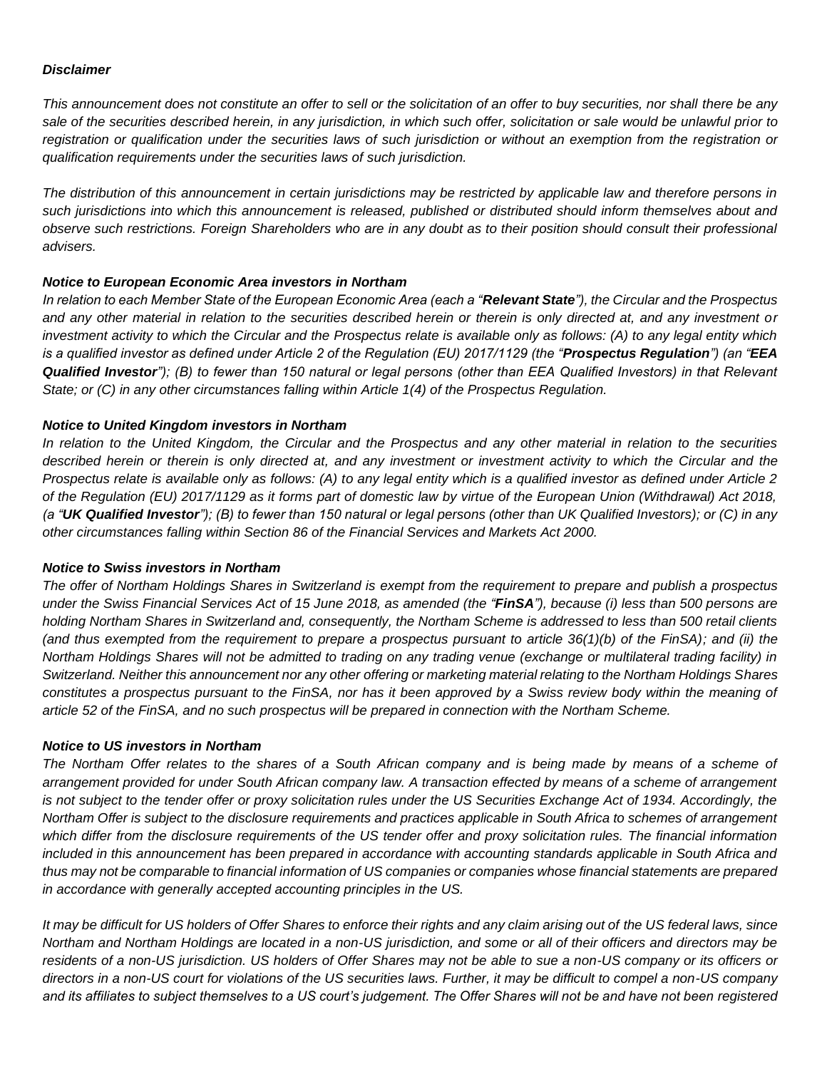***Disclaimer***

*This announcement does not constitute an offer to sell or the solicitation of an offer to buy securities, nor shall there be any sale of the securities described herein, in any jurisdiction, in which such offer, solicitation or sale would be unlawful prior to registration or qualification under the securities laws of such jurisdiction or without an exemption from the registration or qualification requirements under the securities laws of such jurisdiction.*

*The distribution of this announcement in certain jurisdictions may be restricted by applicable law and therefore persons in such jurisdictions into which this announcement is released, published or distributed should inform themselves about and observe such restrictions. Foreign Shareholders who are in any doubt as to their position should consult their professional advisers.*

***Notice to European Economic Area investors in Northam***

*In relation to each Member State of the European Economic Area (each a "**Relevant State**"), the Circular and the Prospectus and any other material in relation to the securities described herein or therein is only directed at, and any investment or investment activity to which the Circular and the Prospectus relate is available only as follows: (A) to any legal entity which is a qualified investor as defined under Article 2 of the Regulation (EU) 2017/1129 (the "**Prospectus Regulation**") (an "**EEA Qualified Investor**"); (B) to fewer than 150 natural or legal persons (other than EEA Qualified Investors) in that Relevant State; or (C) in any other circumstances falling within Article 1(4) of the Prospectus Regulation.*

***Notice to United Kingdom investors in Northam***

*In relation to the United Kingdom, the Circular and the Prospectus and any other material in relation to the securities described herein or therein is only directed at, and any investment or investment activity to which the Circular and the Prospectus relate is available only as follows: (A) to any legal entity which is a qualified investor as defined under Article 2 of the Regulation (EU) 2017/1129 as it forms part of domestic law by virtue of the European Union (Withdrawal) Act 2018, (a "**UK Qualified Investor**"); (B) to fewer than 150 natural or legal persons (other than UK Qualified Investors); or (C) in any other circumstances falling within Section 86 of the Financial Services and Markets Act 2000.*

***Notice to Swiss investors in Northam***

*The offer of Northam Holdings Shares in Switzerland is exempt from the requirement to prepare and publish a prospectus under the Swiss Financial Services Act of 15 June 2018, as amended (the "**FinSA**"), because (i) less than 500 persons are holding Northam Shares in Switzerland and, consequently, the Northam Scheme is addressed to less than 500 retail clients (and thus exempted from the requirement to prepare a prospectus pursuant to article 36(1)(b) of the FinSA); and (ii) the Northam Holdings Shares will not be admitted to trading on any trading venue (exchange or multilateral trading facility) in Switzerland. Neither this announcement nor any other offering or marketing material relating to the Northam Holdings Shares constitutes a prospectus pursuant to the FinSA, nor has it been approved by a Swiss review body within the meaning of article 52 of the FinSA, and no such prospectus will be prepared in connection with the Northam Scheme.*

***Notice to US investors in Northam***

*The Northam Offer relates to the shares of a South African company and is being made by means of a scheme of arrangement provided for under South African company law. A transaction effected by means of a scheme of arrangement is not subject to the tender offer or proxy solicitation rules under the US Securities Exchange Act of 1934. Accordingly, the Northam Offer is subject to the disclosure requirements and practices applicable in South Africa to schemes of arrangement which differ from the disclosure requirements of the US tender offer and proxy solicitation rules. The financial information included in this announcement has been prepared in accordance with accounting standards applicable in South Africa and thus may not be comparable to financial information of US companies or companies whose financial statements are prepared in accordance with generally accepted accounting principles in the US.*

*It may be difficult for US holders of Offer Shares to enforce their rights and any claim arising out of the US federal laws, since Northam and Northam Holdings are located in a non-US jurisdiction, and some or all of their officers and directors may be residents of a non-US jurisdiction. US holders of Offer Shares may not be able to sue a non-US company or its officers or directors in a non-US court for violations of the US securities laws. Further, it may be difficult to compel a non-US company and its affiliates to subject themselves to a US court's judgement. The Offer Shares will not be and have not been registered*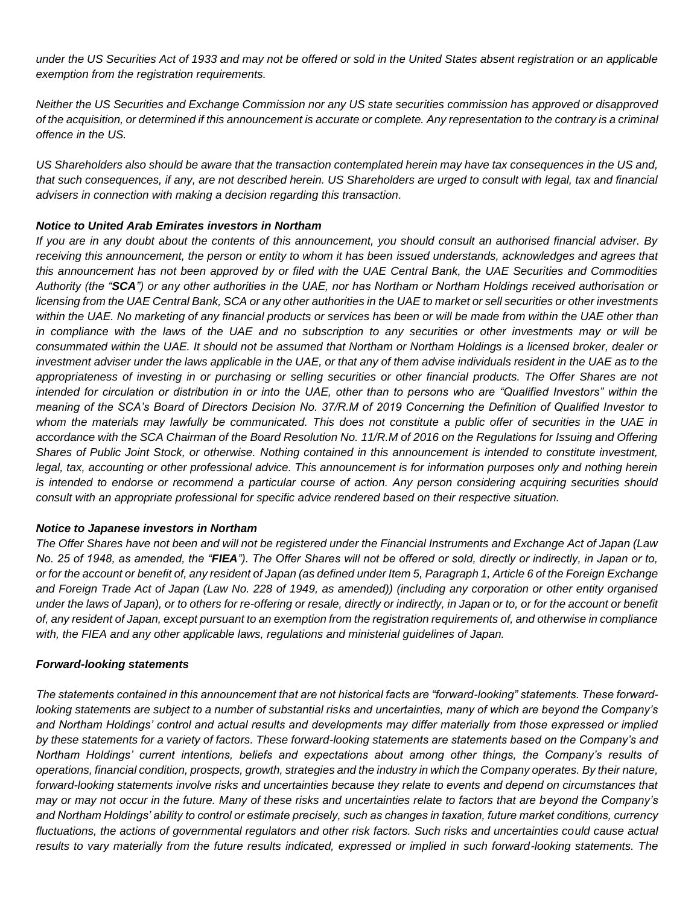*under the US Securities Act of 1933 and may not be offered or sold in the United States absent registration or an applicable exemption from the registration requirements.*

*Neither the US Securities and Exchange Commission nor any US state securities commission has approved or disapproved of the acquisition, or determined if this announcement is accurate or complete. Any representation to the contrary is a criminal offence in the US.*

*US Shareholders also should be aware that the transaction contemplated herein may have tax consequences in the US and, that such consequences, if any, are not described herein. US Shareholders are urged to consult with legal, tax and financial advisers in connection with making a decision regarding this transaction.*

***Notice to United Arab Emirates investors in Northam***

*If you are in any doubt about the contents of this announcement, you should consult an authorised financial adviser. By receiving this announcement, the person or entity to whom it has been issued understands, acknowledges and agrees that this announcement has not been approved by or filed with the UAE Central Bank, the UAE Securities and Commodities Authority (the "**SCA**") or any other authorities in the UAE, nor has Northam or Northam Holdings received authorisation or licensing from the UAE Central Bank, SCA or any other authorities in the UAE to market or sell securities or other investments within the UAE. No marketing of any financial products or services has been or will be made from within the UAE other than in compliance with the laws of the UAE and no subscription to any securities or other investments may or will be consummated within the UAE. It should not be assumed that Northam or Northam Holdings is a licensed broker, dealer or investment adviser under the laws applicable in the UAE, or that any of them advise individuals resident in the UAE as to the appropriateness of investing in or purchasing or selling securities or other financial products. The Offer Shares are not intended for circulation or distribution in or into the UAE, other than to persons who are "Qualified Investors" within the meaning of the SCA's Board of Directors Decision No. 37/R.M of 2019 Concerning the Definition of Qualified Investor to whom the materials may lawfully be communicated. This does not constitute a public offer of securities in the UAE in accordance with the SCA Chairman of the Board Resolution No. 11/R.M of 2016 on the Regulations for Issuing and Offering Shares of Public Joint Stock, or otherwise. Nothing contained in this announcement is intended to constitute investment, legal, tax, accounting or other professional advice. This announcement is for information purposes only and nothing herein is intended to endorse or recommend a particular course of action. Any person considering acquiring securities should consult with an appropriate professional for specific advice rendered based on their respective situation.*

***Notice to Japanese investors in Northam***

*The Offer Shares have not been and will not be registered under the Financial Instruments and Exchange Act of Japan (Law No. 25 of 1948, as amended, the "**FIEA**"). The Offer Shares will not be offered or sold, directly or indirectly, in Japan or to, or for the account or benefit of, any resident of Japan (as defined under Item 5, Paragraph 1, Article 6 of the Foreign Exchange and Foreign Trade Act of Japan (Law No. 228 of 1949, as amended)) (including any corporation or other entity organised under the laws of Japan), or to others for re-offering or resale, directly or indirectly, in Japan or to, or for the account or benefit of, any resident of Japan, except pursuant to an exemption from the registration requirements of, and otherwise in compliance with, the FIEA and any other applicable laws, regulations and ministerial guidelines of Japan.*

***Forward-looking statements***

*The statements contained in this announcement that are not historical facts are "forward-looking" statements. These forward-looking statements are subject to a number of substantial risks and uncertainties, many of which are beyond the Company's and Northam Holdings' control and actual results and developments may differ materially from those expressed or implied by these statements for a variety of factors. These forward-looking statements are statements based on the Company's and Northam Holdings' current intentions, beliefs and expectations about among other things, the Company's results of operations, financial condition, prospects, growth, strategies and the industry in which the Company operates. By their nature, forward-looking statements involve risks and uncertainties because they relate to events and depend on circumstances that may or may not occur in the future. Many of these risks and uncertainties relate to factors that are beyond the Company's and Northam Holdings' ability to control or estimate precisely, such as changes in taxation, future market conditions, currency fluctuations, the actions of governmental regulators and other risk factors. Such risks and uncertainties could cause actual results to vary materially from the future results indicated, expressed or implied in such forward-looking statements. The*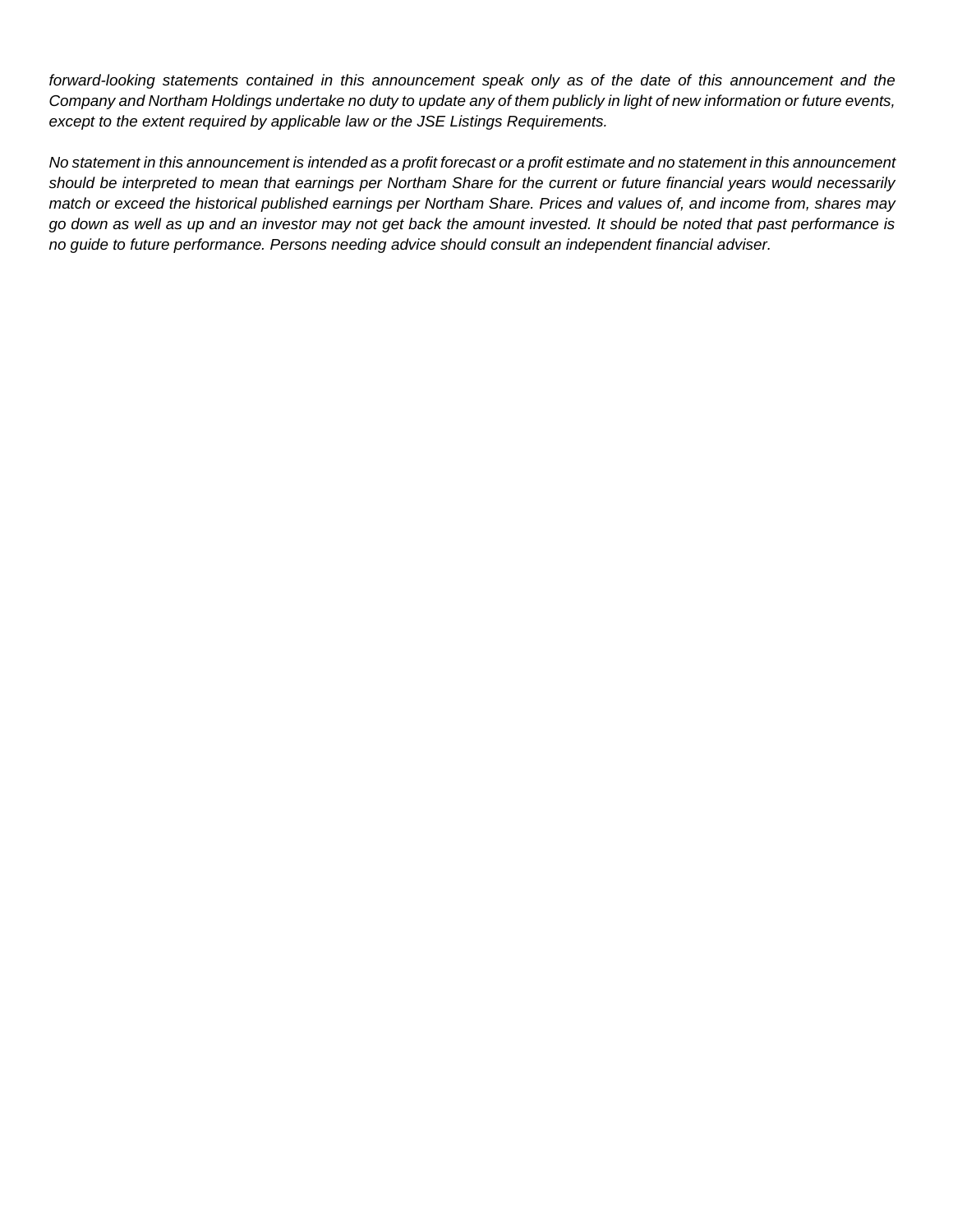*forward-looking statements contained in this announcement speak only as of the date of this announcement and the Company and Northam Holdings undertake no duty to update any of them publicly in light of new information or future events, except to the extent required by applicable law or the JSE Listings Requirements.*

*No statement in this announcement is intended as a profit forecast or a profit estimate and no statement in this announcement should be interpreted to mean that earnings per Northam Share for the current or future financial years would necessarily match or exceed the historical published earnings per Northam Share. Prices and values of, and income from, shares may go down as well as up and an investor may not get back the amount invested. It should be noted that past performance is no guide to future performance. Persons needing advice should consult an independent financial adviser.*